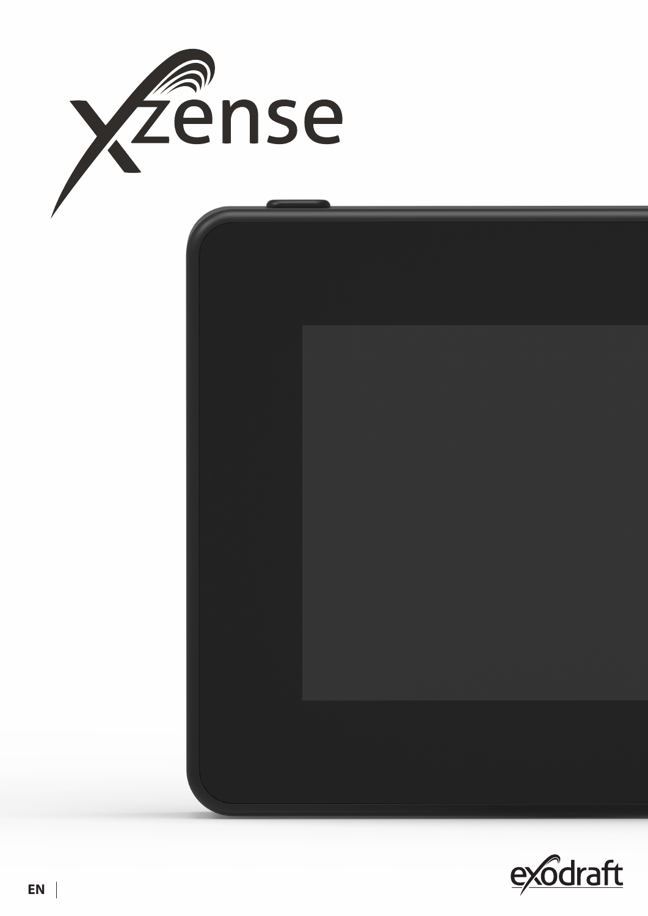# Xzense

EN

exodraft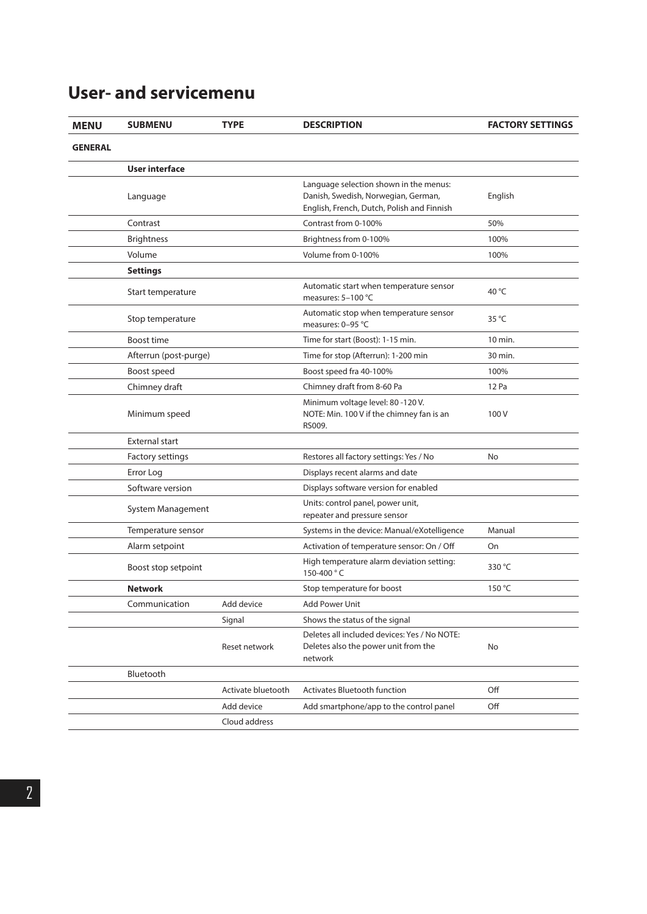# User- and servicemenu

| MENU | SUBMENU | TYPE | DESCRIPTION | FACTORY SETTINGS |
|---|---|---|---|---|
| **GENERAL** | | | | |
| | **User interface** | | | |
| | Language | | Language selection shown in the menus: Danish, Swedish, Norwegian, German, English, French, Dutch, Polish and Finnish | English |
| | Contrast | | Contrast from 0-100% | 50% |
| | Brightness | | Brightness from 0-100% | 100% |
| | Volume | | Volume from 0-100% | 100% |
| | **Settings** | | | |
| | Start temperature | | Automatic start when temperature sensor measures: 5–100 °C | 40 °C |
| | Stop temperature | | Automatic stop when temperature sensor measures: 0–95 °C | 35 °C |
| | Boost time | | Time for start (Boost): 1-15 min. | 10 min. |
| | Afterrun (post-purge) | | Time for stop (Afterrun): 1-200 min | 30 min. |
| | Boost speed | | Boost speed fra 40-100% | 100% |
| | Chimney draft | | Chimney draft from 8-60 Pa | 12 Pa |
| | Minimum speed | | Minimum voltage level: 80 -120 V. NOTE: Min. 100 V if the chimney fan is an RS009. | 100 V |
| | External start | | | |
| | Factory settings | | Restores all factory settings: Yes / No | No |
| | Error Log | | Displays recent alarms and date | |
| | Software version | | Displays software version for enabled | |
| | System Management | | Units: control panel, power unit, repeater and pressure sensor | |
| | Temperature sensor | | Systems in the device: Manual/eXotelligence | Manual |
| | Alarm setpoint | | Activation of temperature sensor: On / Off | On |
| | Boost stop setpoint | | High temperature alarm deviation setting: 150-400 ° C | 330 °C |
| | **Network** | | Stop temperature for boost | 150 °C |
| | Communication | Add device | Add Power Unit | |
| | | Signal | Shows the status of the signal | |
| | | Reset network | Deletes all included devices: Yes / No NOTE: Deletes also the power unit from the network | No |
| | Bluetooth | | | |
| | | Activate bluetooth | Activates Bluetooth function | Off |
| | | Add device | Add smartphone/app to the control panel | Off |
| | | Cloud address | | |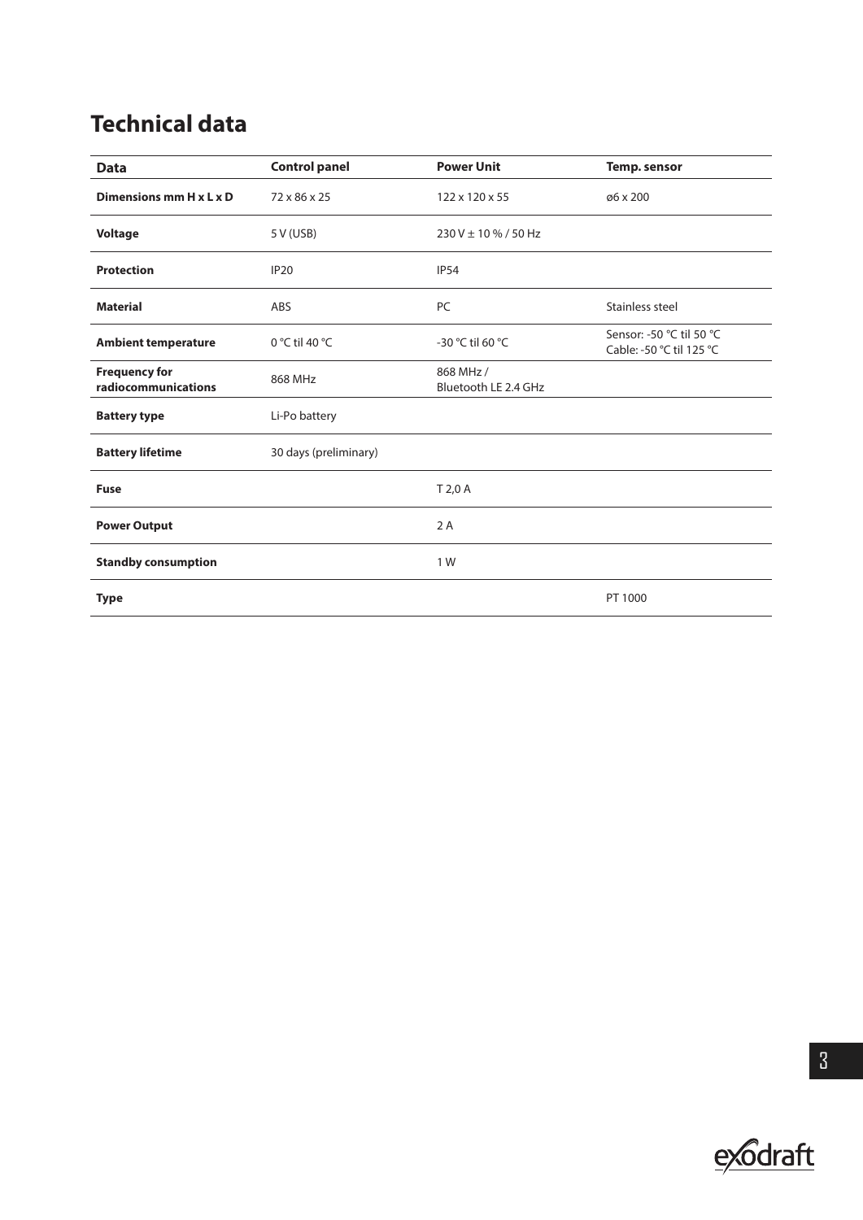## Technical data

| Data | Control panel | Power Unit | Temp. sensor |
|---|---|---|---|
| **Dimensions mm H x L x D** | 72 x 86 x 25 | 122 x 120 x 55 | ø6 x 200 |
| **Voltage** | 5 V (USB) | 230 V ± 10 % / 50 Hz | |
| **Protection** | IP20 | IP54 | |
| **Material** | ABS | PC | Stainless steel |
| **Ambient temperature** | 0 °C til 40 °C | -30 °C til 60 °C | Sensor: -50 °C til 50 °C<br>Cable: -50 °C til 125 °C |
| **Frequency for radiocommunications** | 868 MHz | 868 MHz /<br>Bluetooth LE 2.4 GHz | |
| **Battery type** | Li-Po battery | | |
| **Battery lifetime** | 30 days (preliminary) | | |
| **Fuse** | | T 2,0 A | |
| **Power Output** | | 2 A | |
| **Standby consumption** | | 1 W | |
| **Type** | | | PT 1000 |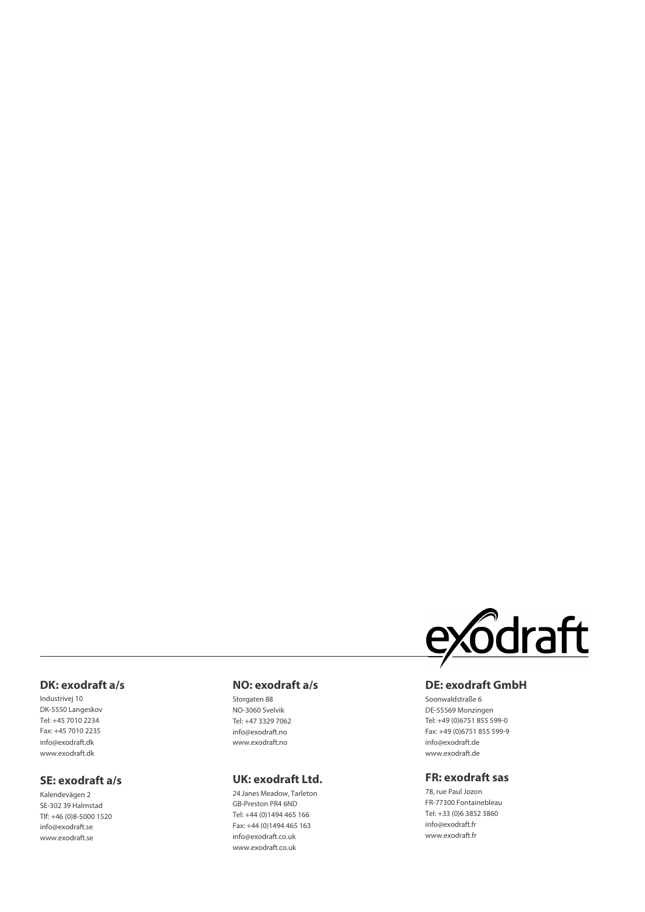exodraft

## DK: exodraft a/s

Industrivej 10
DK-5550 Langeskov
Tel: +45 7010 2234
Fax: +45 7010 2235
info@exodraft.dk
www.exodraft.dk

## SE: exodraft a/s

Kalendevägen 2
SE-302 39 Halmstad
Tlf: +46 (0)8-5000 1520
info@exodraft.se
www.exodraft.se

## NO: exodraft a/s

Storgaten 88
NO-3060 Svelvik
Tel: +47 3329 7062
info@exodraft.no
www.exodraft.no

## UK: exodraft Ltd.

24 Janes Meadow, Tarleton
GB-Preston PR4 6ND
Tel: +44 (0)1494 465 166
Fax: +44 (0)1494 465 163
info@exodraft.co.uk
www.exodraft.co.uk

## DE: exodraft GmbH

Soonwaldstraße 6
DE-55569 Monzingen
Tel: +49 (0)6751 855 599-0
Fax: +49 (0)6751 855 599-9
info@exodraft.de
www.exodraft.de

## FR: exodraft sas

78, rue Paul Jozon
FR-77300 Fontainebleau
Tel: +33 (0)6 3852 3860
info@exodraft.fr
www.exodraft.fr